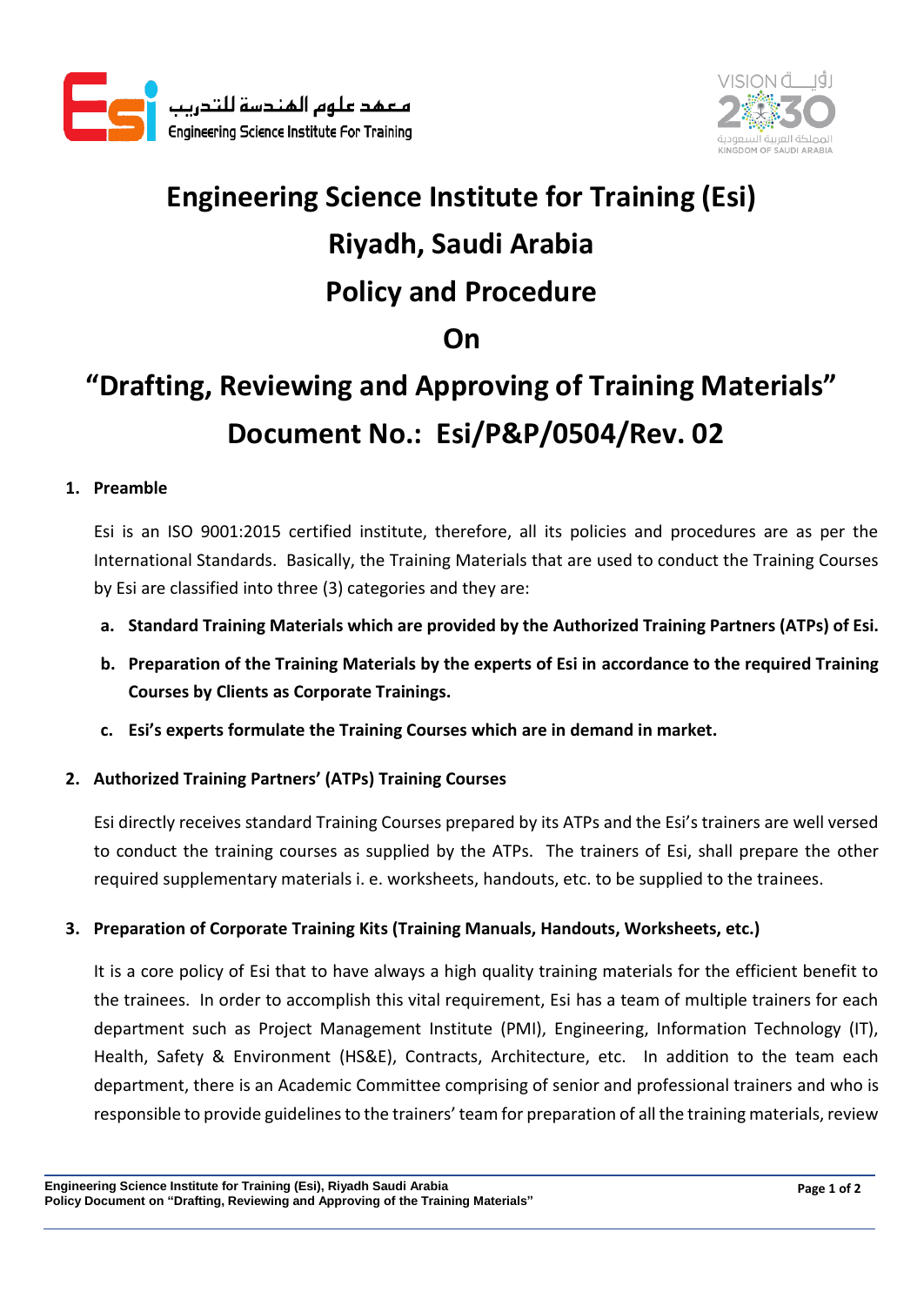# Engineering Science Institute for Training (Esi)

# Riyadh, Saudi Arabia

# Policy and Procedure

# On

# "Drafting, Reviewing and Approving of Training Materials"

# Document No.: Esi/P&P/0504/Rev. 02

## 1. Preamble

Esi is an ISO 9001:2015 certified institute, therefore, all its policies and procedures are as per the International Standards. Basically, the Training Materials that are used to conduct the Training Courses by Esi are classified into three (3) categories and they are:

a. **Standard Training Materials which are provided by the Authorized Training Partners (ATPs) of Esi.**

b. **Preparation of the Training Materials by the experts of Esi in accordance to the required Training Courses by Clients as Corporate Trainings.**

c. **Esi's experts formulate the Training Courses which are in demand in market.**

## 2. Authorized Training Partners' (ATPs) Training Courses

Esi directly receives standard Training Courses prepared by its ATPs and the Esi's trainers are well versed to conduct the training courses as supplied by the ATPs. The trainers of Esi, shall prepare the other required supplementary materials i. e. worksheets, handouts, etc. to be supplied to the trainees.

## 3. Preparation of Corporate Training Kits (Training Manuals, Handouts, Worksheets, etc.)

It is a core policy of Esi that to have always a high quality training materials for the efficient benefit to the trainees. In order to accomplish this vital requirement, Esi has a team of multiple trainers for each department such as Project Management Institute (PMI), Engineering, Information Technology (IT), Health, Safety & Environment (HS&E), Contracts, Architecture, etc. In addition to the team each department, there is an Academic Committee comprising of senior and professional trainers and who is responsible to provide guidelines to the trainers' team for preparation of all the training materials, review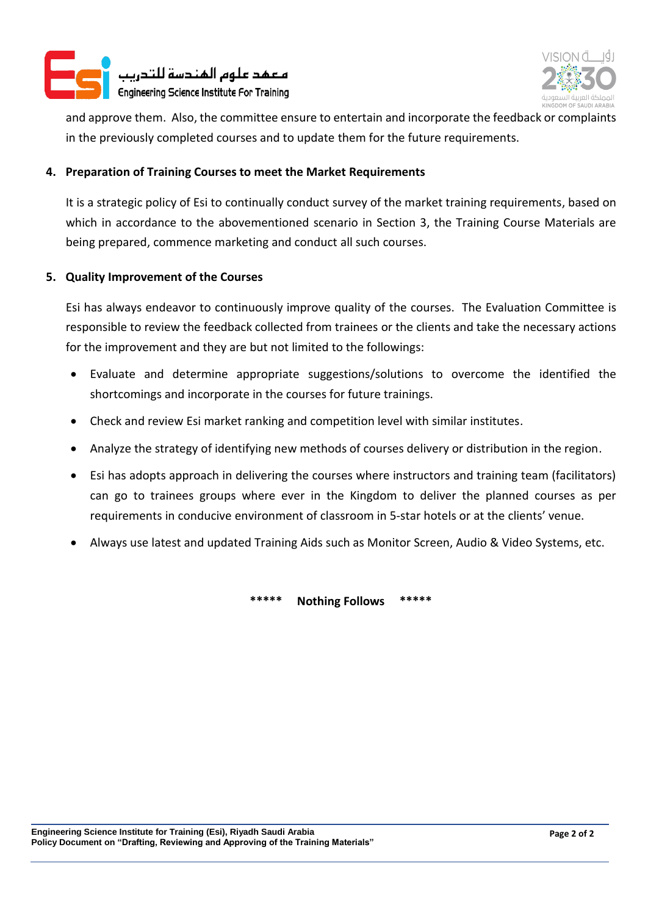and approve them. Also, the committee ensure to entertain and incorporate the feedback or complaints in the previously completed courses and to update them for the future requirements.

**4. Preparation of Training Courses to meet the Market Requirements**

It is a strategic policy of Esi to continually conduct survey of the market training requirements, based on which in accordance to the abovementioned scenario in Section 3, the Training Course Materials are being prepared, commence marketing and conduct all such courses.

**5. Quality Improvement of the Courses**

Esi has always endeavor to continuously improve quality of the courses. The Evaluation Committee is responsible to review the feedback collected from trainees or the clients and take the necessary actions for the improvement and they are but not limited to the followings:

- Evaluate and determine appropriate suggestions/solutions to overcome the identified the shortcomings and incorporate in the courses for future trainings.
- Check and review Esi market ranking and competition level with similar institutes.
- Analyze the strategy of identifying new methods of courses delivery or distribution in the region.
- Esi has adopts approach in delivering the courses where instructors and training team (facilitators) can go to trainees groups where ever in the Kingdom to deliver the planned courses as per requirements in conducive environment of classroom in 5-star hotels or at the clients' venue.
- Always use latest and updated Training Aids such as Monitor Screen, Audio & Video Systems, etc.

**\*\*\*\*\* Nothing Follows \*\*\*\*\***